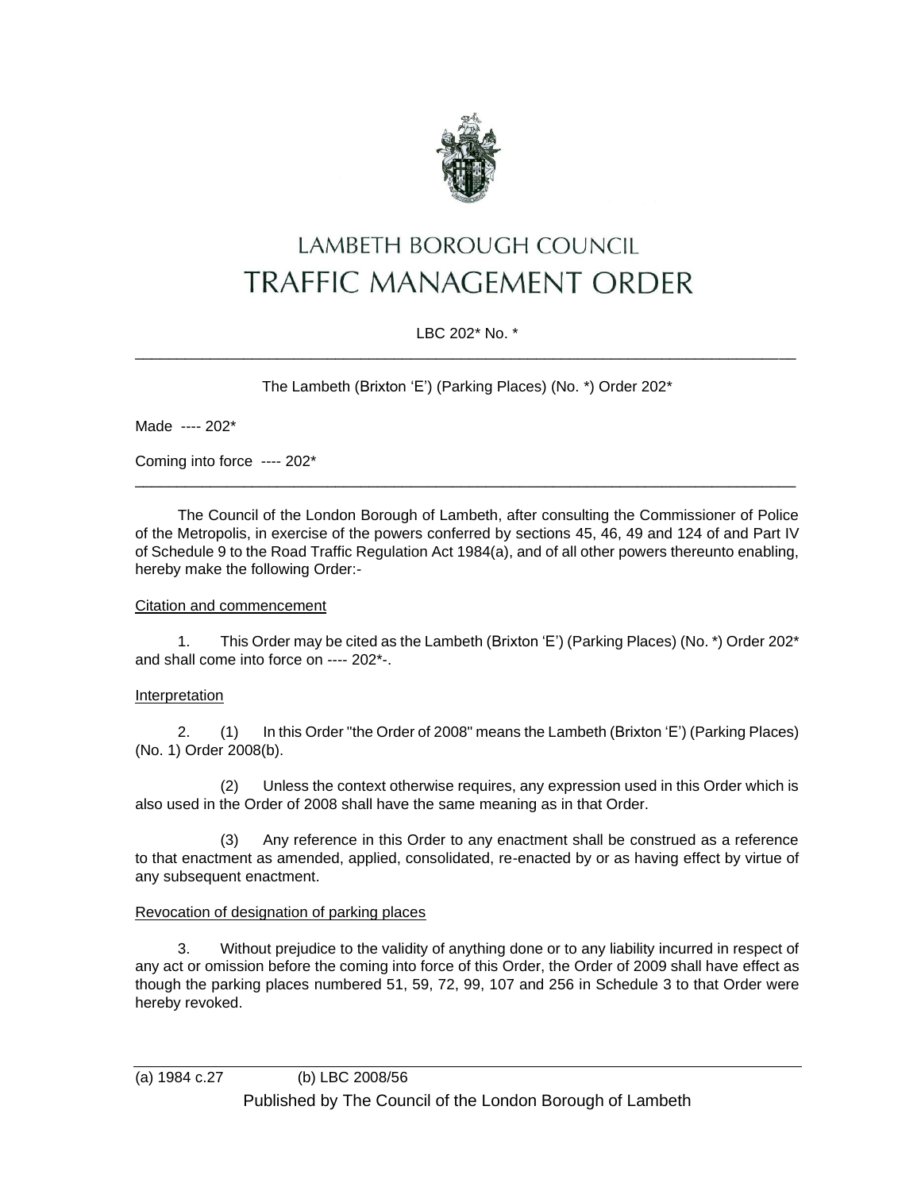# LAMBETH BOROUGH COUNCIL
# TRAFFIC MANAGEMENT ORDER

LBC 202* No. *

---

The Lambeth (Brixton 'E') (Parking Places) (No. *) Order 202*

Made ---- 202*

Coming into force ---- 202*

---

The Council of the London Borough of Lambeth, after consulting the Commissioner of Police of the Metropolis, in exercise of the powers conferred by sections 45, 46, 49 and 124 of and Part IV of Schedule 9 to the Road Traffic Regulation Act 1984(a), and of all other powers thereunto enabling, hereby make the following Order:-

Citation and commencement

1. This Order may be cited as the Lambeth (Brixton 'E') (Parking Places) (No. *) Order 202* and shall come into force on ---- 202*-.

Interpretation

2. (1) In this Order "the Order of 2008" means the Lambeth (Brixton 'E') (Parking Places) (No. 1) Order 2008(b).

(2) Unless the context otherwise requires, any expression used in this Order which is also used in the Order of 2008 shall have the same meaning as in that Order.

(3) Any reference in this Order to any enactment shall be construed as a reference to that enactment as amended, applied, consolidated, re-enacted by or as having effect by virtue of any subsequent enactment.

Revocation of designation of parking places

3. Without prejudice to the validity of anything done or to any liability incurred in respect of any act or omission before the coming into force of this Order, the Order of 2009 shall have effect as though the parking places numbered 51, 59, 72, 99, 107 and 256 in Schedule 3 to that Order were hereby revoked.

---

(a) 1984 c.27 (b) LBC 2008/56

Published by The Council of the London Borough of Lambeth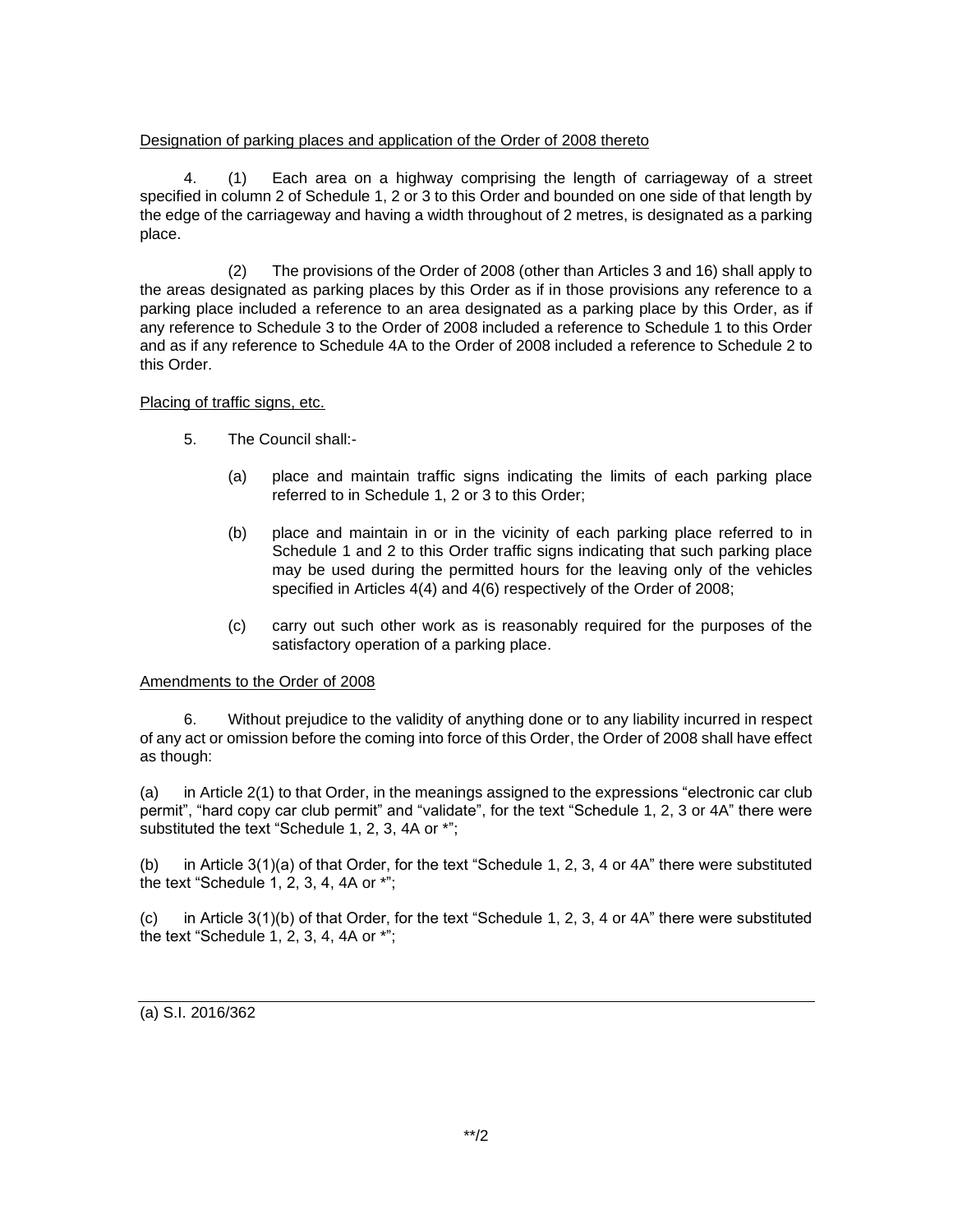Designation of parking places and application of the Order of 2008 thereto

4. (1) Each area on a highway comprising the length of carriageway of a street specified in column 2 of Schedule 1, 2 or 3 to this Order and bounded on one side of that length by the edge of the carriageway and having a width throughout of 2 metres, is designated as a parking place.

(2) The provisions of the Order of 2008 (other than Articles 3 and 16) shall apply to the areas designated as parking places by this Order as if in those provisions any reference to a parking place included a reference to an area designated as a parking place by this Order, as if any reference to Schedule 3 to the Order of 2008 included a reference to Schedule 1 to this Order and as if any reference to Schedule 4A to the Order of 2008 included a reference to Schedule 2 to this Order.

Placing of traffic signs, etc.

5. The Council shall:-

(a) place and maintain traffic signs indicating the limits of each parking place referred to in Schedule 1, 2 or 3 to this Order;

(b) place and maintain in or in the vicinity of each parking place referred to in Schedule 1 and 2 to this Order traffic signs indicating that such parking place may be used during the permitted hours for the leaving only of the vehicles specified in Articles 4(4) and 4(6) respectively of the Order of 2008;

(c) carry out such other work as is reasonably required for the purposes of the satisfactory operation of a parking place.

Amendments to the Order of 2008

6. Without prejudice to the validity of anything done or to any liability incurred in respect of any act or omission before the coming into force of this Order, the Order of 2008 shall have effect as though:

(a) in Article 2(1) to that Order, in the meanings assigned to the expressions "electronic car club permit", "hard copy car club permit" and "validate", for the text "Schedule 1, 2, 3 or 4A" there were substituted the text "Schedule 1, 2, 3, 4A or *";

(b) in Article 3(1)(a) of that Order, for the text "Schedule 1, 2, 3, 4 or 4A" there were substituted the text "Schedule 1, 2, 3, 4, 4A or *";

(c) in Article 3(1)(b) of that Order, for the text "Schedule 1, 2, 3, 4 or 4A" there were substituted the text "Schedule 1, 2, 3, 4, 4A or *";

(a) S.I. 2016/362

**/2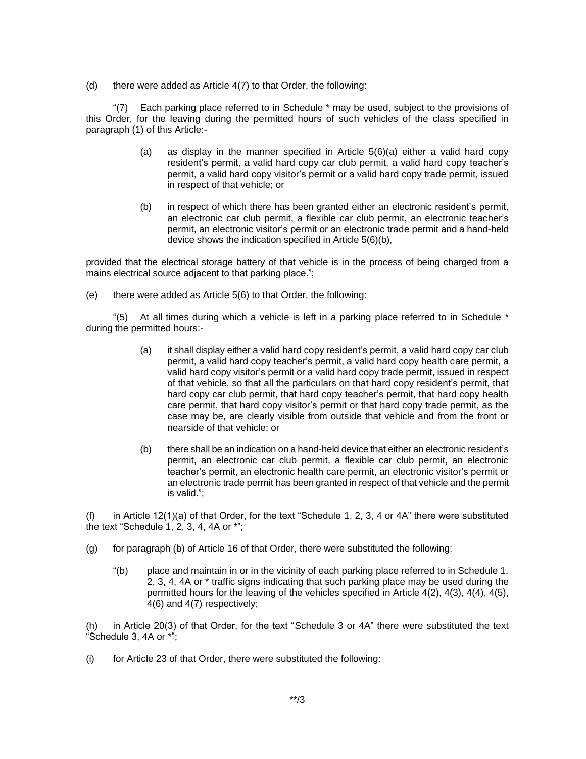(d) there were added as Article 4(7) to that Order, the following:

"(7) Each parking place referred to in Schedule * may be used, subject to the provisions of this Order, for the leaving during the permitted hours of such vehicles of the class specified in paragraph (1) of this Article:-

> (a) as display in the manner specified in Article 5(6)(a) either a valid hard copy resident's permit, a valid hard copy car club permit, a valid hard copy teacher's permit, a valid hard copy visitor's permit or a valid hard copy trade permit, issued in respect of that vehicle; or
>
> (b) in respect of which there has been granted either an electronic resident's permit, an electronic car club permit, a flexible car club permit, an electronic teacher's permit, an electronic visitor's permit or an electronic trade permit and a hand-held device shows the indication specified in Article 5(6)(b),

provided that the electrical storage battery of that vehicle is in the process of being charged from a mains electrical source adjacent to that parking place.";

(e) there were added as Article 5(6) to that Order, the following:

"(5) At all times during which a vehicle is left in a parking place referred to in Schedule * during the permitted hours:-

> (a) it shall display either a valid hard copy resident's permit, a valid hard copy car club permit, a valid hard copy teacher's permit, a valid hard copy health care permit, a valid hard copy visitor's permit or a valid hard copy trade permit, issued in respect of that vehicle, so that all the particulars on that hard copy resident's permit, that hard copy car club permit, that hard copy teacher's permit, that hard copy health care permit, that hard copy visitor's permit or that hard copy trade permit, as the case may be, are clearly visible from outside that vehicle and from the front or nearside of that vehicle; or
>
> (b) there shall be an indication on a hand-held device that either an electronic resident's permit, an electronic car club permit, a flexible car club permit, an electronic teacher's permit, an electronic health care permit, an electronic visitor's permit or an electronic trade permit has been granted in respect of that vehicle and the permit is valid.";

(f) in Article 12(1)(a) of that Order, for the text "Schedule 1, 2, 3, 4 or 4A" there were substituted the text "Schedule 1, 2, 3, 4, 4A or *";

(g) for paragraph (b) of Article 16 of that Order, there were substituted the following:

> "(b) place and maintain in or in the vicinity of each parking place referred to in Schedule 1, 2, 3, 4, 4A or * traffic signs indicating that such parking place may be used during the permitted hours for the leaving of the vehicles specified in Article 4(2), 4(3), 4(4), 4(5), 4(6) and 4(7) respectively;

(h) in Article 20(3) of that Order, for the text "Schedule 3 or 4A" there were substituted the text "Schedule 3, 4A or *";

(i) for Article 23 of that Order, there were substituted the following: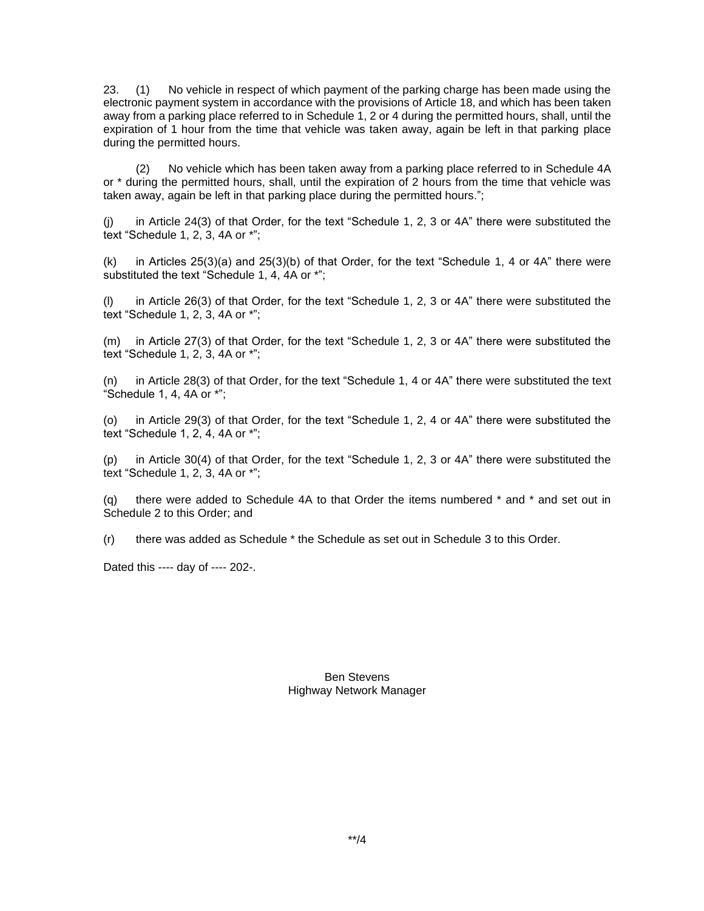23. (1) No vehicle in respect of which payment of the parking charge has been made using the electronic payment system in accordance with the provisions of Article 18, and which has been taken away from a parking place referred to in Schedule 1, 2 or 4 during the permitted hours, shall, until the expiration of 1 hour from the time that vehicle was taken away, again be left in that parking place during the permitted hours.

(2) No vehicle which has been taken away from a parking place referred to in Schedule 4A or * during the permitted hours, shall, until the expiration of 2 hours from the time that vehicle was taken away, again be left in that parking place during the permitted hours.";

(j) in Article 24(3) of that Order, for the text "Schedule 1, 2, 3 or 4A" there were substituted the text "Schedule 1, 2, 3, 4A or *";

(k) in Articles 25(3)(a) and 25(3)(b) of that Order, for the text "Schedule 1, 4 or 4A" there were substituted the text "Schedule 1, 4, 4A or *";

(l) in Article 26(3) of that Order, for the text "Schedule 1, 2, 3 or 4A" there were substituted the text "Schedule 1, 2, 3, 4A or *";

(m) in Article 27(3) of that Order, for the text "Schedule 1, 2, 3 or 4A" there were substituted the text "Schedule 1, 2, 3, 4A or *";

(n) in Article 28(3) of that Order, for the text "Schedule 1, 4 or 4A" there were substituted the text "Schedule 1, 4, 4A or *";

(o) in Article 29(3) of that Order, for the text "Schedule 1, 2, 4 or 4A" there were substituted the text "Schedule 1, 2, 4, 4A or *";

(p) in Article 30(4) of that Order, for the text "Schedule 1, 2, 3 or 4A" there were substituted the text "Schedule 1, 2, 3, 4A or *";

(q) there were added to Schedule 4A to that Order the items numbered * and * and set out in Schedule 2 to this Order; and

(r) there was added as Schedule * the Schedule as set out in Schedule 3 to this Order.

Dated this ---- day of ---- 202-.

Ben Stevens
Highway Network Manager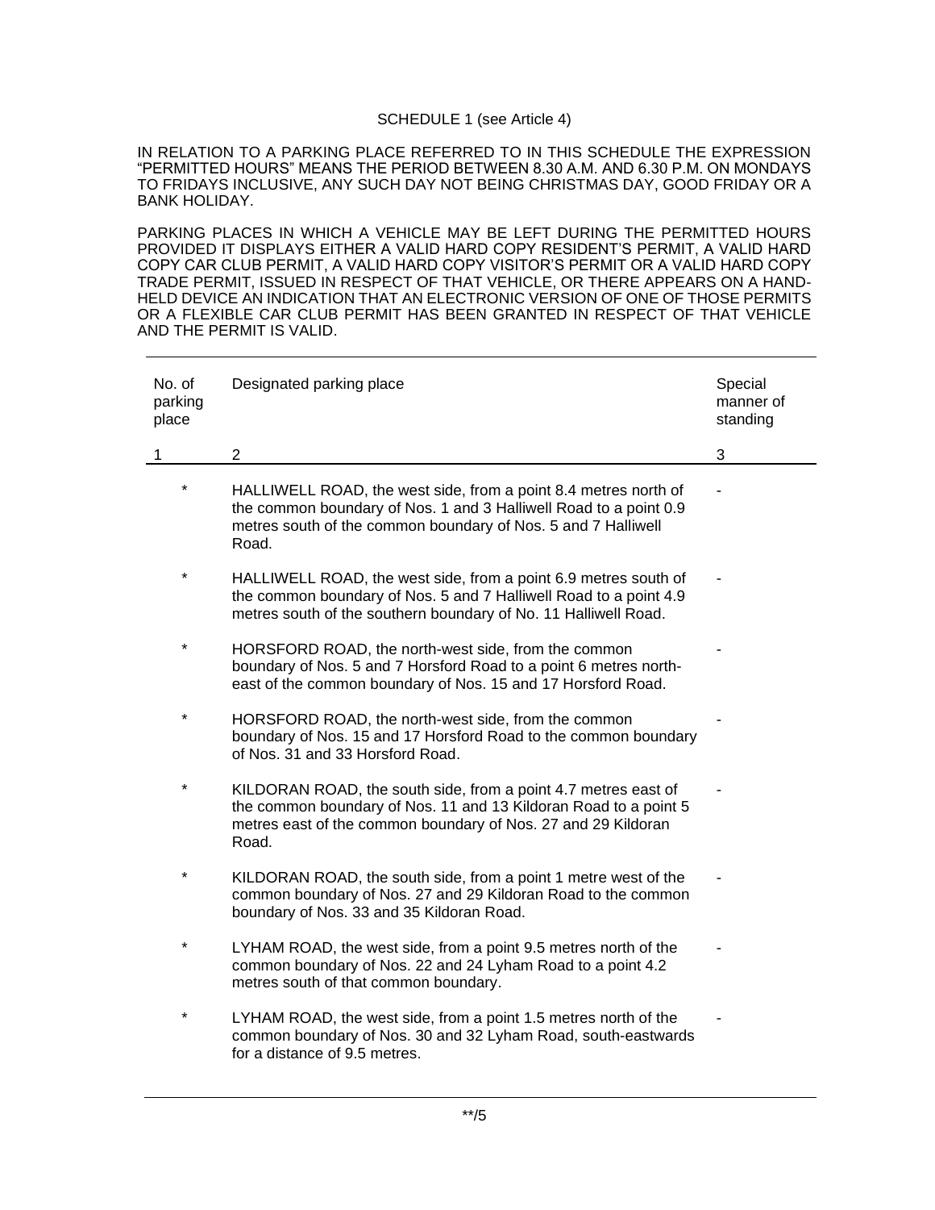SCHEDULE 1 (see Article 4)

IN RELATION TO A PARKING PLACE REFERRED TO IN THIS SCHEDULE THE EXPRESSION "PERMITTED HOURS" MEANS THE PERIOD BETWEEN 8.30 A.M. AND 6.30 P.M. ON MONDAYS TO FRIDAYS INCLUSIVE, ANY SUCH DAY NOT BEING CHRISTMAS DAY, GOOD FRIDAY OR A BANK HOLIDAY.

PARKING PLACES IN WHICH A VEHICLE MAY BE LEFT DURING THE PERMITTED HOURS PROVIDED IT DISPLAYS EITHER A VALID HARD COPY RESIDENT'S PERMIT, A VALID HARD COPY CAR CLUB PERMIT, A VALID HARD COPY VISITOR'S PERMIT OR A VALID HARD COPY TRADE PERMIT, ISSUED IN RESPECT OF THAT VEHICLE, OR THERE APPEARS ON A HAND-HELD DEVICE AN INDICATION THAT AN ELECTRONIC VERSION OF ONE OF THOSE PERMITS OR A FLEXIBLE CAR CLUB PERMIT HAS BEEN GRANTED IN RESPECT OF THAT VEHICLE AND THE PERMIT IS VALID.

| No. of parking place | Designated parking place | Special manner of standing |
|---|---|---|
| 1 | 2 | 3 |
| * | HALLIWELL ROAD, the west side, from a point 8.4 metres north of the common boundary of Nos. 1 and 3 Halliwell Road to a point 0.9 metres south of the common boundary of Nos. 5 and 7 Halliwell Road. | - |
| * | HALLIWELL ROAD, the west side, from a point 6.9 metres south of the common boundary of Nos. 5 and 7 Halliwell Road to a point 4.9 metres south of the southern boundary of No. 11 Halliwell Road. | - |
| * | HORSFORD ROAD, the north-west side, from the common boundary of Nos. 5 and 7 Horsford Road to a point 6 metres north-east of the common boundary of Nos. 15 and 17 Horsford Road. | - |
| * | HORSFORD ROAD, the north-west side, from the common boundary of Nos. 15 and 17 Horsford Road to the common boundary of Nos. 31 and 33 Horsford Road. | - |
| * | KILDORAN ROAD, the south side, from a point 4.7 metres east of the common boundary of Nos. 11 and 13 Kildoran Road to a point 5 metres east of the common boundary of Nos. 27 and 29 Kildoran Road. | - |
| * | KILDORAN ROAD, the south side, from a point 1 metre west of the common boundary of Nos. 27 and 29 Kildoran Road to the common boundary of Nos. 33 and 35 Kildoran Road. | - |
| * | LYHAM ROAD, the west side, from a point 9.5 metres north of the common boundary of Nos. 22 and 24 Lyham Road to a point 4.2 metres south of that common boundary. | - |
| * | LYHAM ROAD, the west side, from a point 1.5 metres north of the common boundary of Nos. 30 and 32 Lyham Road, south-eastwards for a distance of 9.5 metres. | - |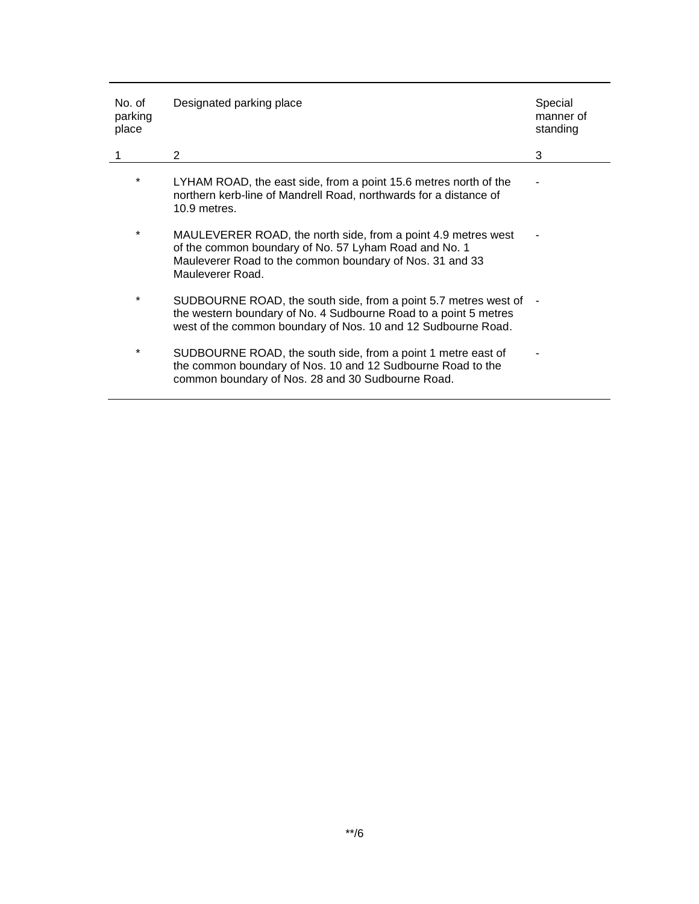| No. of parking place | Designated parking place | Special manner of standing |
|---|---|---|
| 1 | 2 | 3 |
| * | LYHAM ROAD, the east side, from a point 15.6 metres north of the northern kerb-line of Mandrell Road, northwards for a distance of 10.9 metres. | - |
| * | MAULEVERER ROAD, the north side, from a point 4.9 metres west of the common boundary of No. 57 Lyham Road and No. 1 Mauleverer Road to the common boundary of Nos. 31 and 33 Mauleverer Road. | - |
| * | SUDBOURNE ROAD, the south side, from a point 5.7 metres west of the western boundary of No. 4 Sudbourne Road to a point 5 metres west of the common boundary of Nos. 10 and 12 Sudbourne Road. | - |
| * | SUDBOURNE ROAD, the south side, from a point 1 metre east of the common boundary of Nos. 10 and 12 Sudbourne Road to the common boundary of Nos. 28 and 30 Sudbourne Road. | - |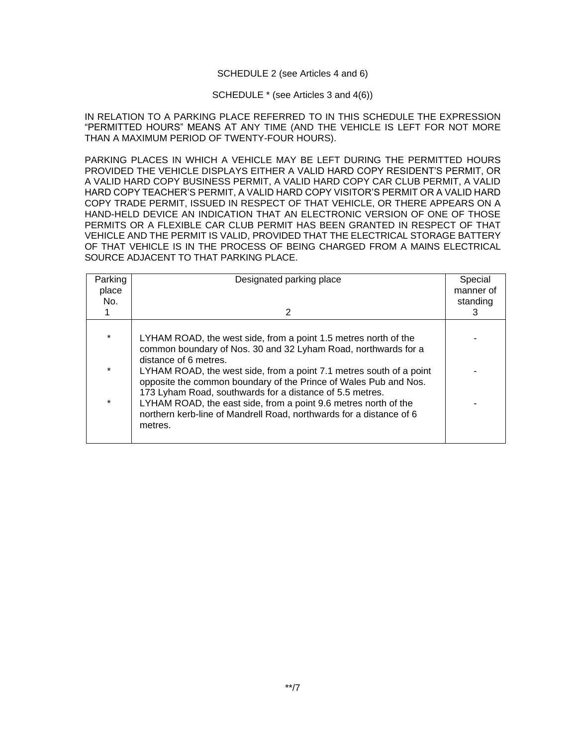SCHEDULE 2 (see Articles 4 and 6)

SCHEDULE * (see Articles 3 and 4(6))

IN RELATION TO A PARKING PLACE REFERRED TO IN THIS SCHEDULE THE EXPRESSION "PERMITTED HOURS" MEANS AT ANY TIME (AND THE VEHICLE IS LEFT FOR NOT MORE THAN A MAXIMUM PERIOD OF TWENTY-FOUR HOURS).

PARKING PLACES IN WHICH A VEHICLE MAY BE LEFT DURING THE PERMITTED HOURS PROVIDED THE VEHICLE DISPLAYS EITHER A VALID HARD COPY RESIDENT'S PERMIT, OR A VALID HARD COPY BUSINESS PERMIT, A VALID HARD COPY CAR CLUB PERMIT, A VALID HARD COPY TEACHER'S PERMIT, A VALID HARD COPY VISITOR'S PERMIT OR A VALID HARD COPY TRADE PERMIT, ISSUED IN RESPECT OF THAT VEHICLE, OR THERE APPEARS ON A HAND-HELD DEVICE AN INDICATION THAT AN ELECTRONIC VERSION OF ONE OF THOSE PERMITS OR A FLEXIBLE CAR CLUB PERMIT HAS BEEN GRANTED IN RESPECT OF THAT VEHICLE AND THE PERMIT IS VALID, PROVIDED THAT THE ELECTRICAL STORAGE BATTERY OF THAT VEHICLE IS IN THE PROCESS OF BEING CHARGED FROM A MAINS ELECTRICAL SOURCE ADJACENT TO THAT PARKING PLACE.

| Parking place No. 1 | Designated parking place 2 | Special manner of standing 3 |
|---|---|---|
| * | LYHAM ROAD, the west side, from a point 1.5 metres north of the common boundary of Nos. 30 and 32 Lyham Road, northwards for a distance of 6 metres. | - |
| * | LYHAM ROAD, the west side, from a point 7.1 metres south of a point opposite the common boundary of the Prince of Wales Pub and Nos. 173 Lyham Road, southwards for a distance of 5.5 metres. | - |
| * | LYHAM ROAD, the east side, from a point 9.6 metres north of the northern kerb-line of Mandrell Road, northwards for a distance of 6 metres. | - |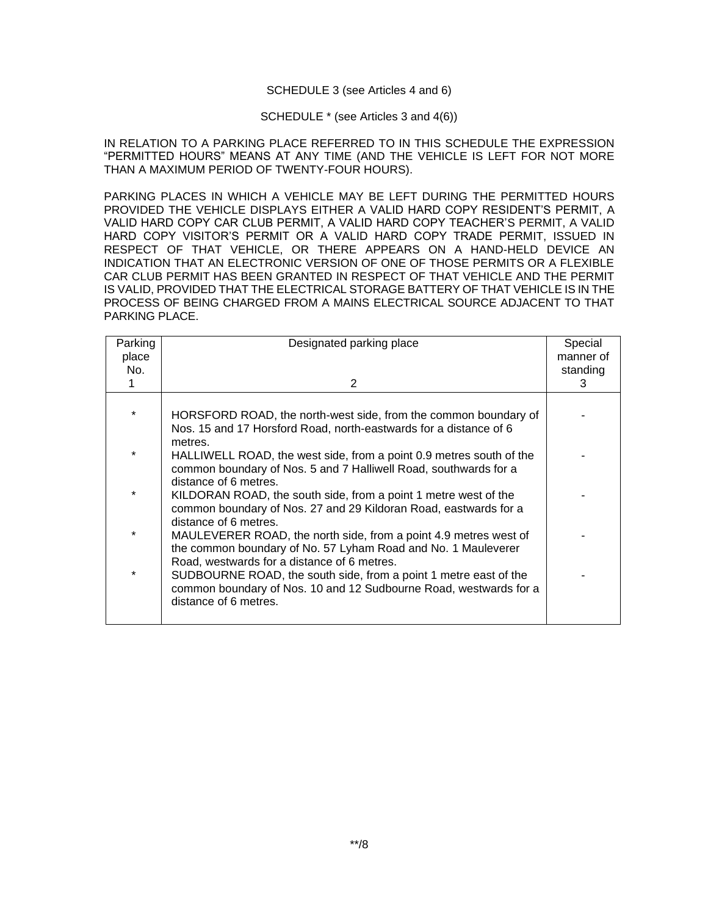SCHEDULE 3 (see Articles 4 and 6)

SCHEDULE * (see Articles 3 and 4(6))

IN RELATION TO A PARKING PLACE REFERRED TO IN THIS SCHEDULE THE EXPRESSION "PERMITTED HOURS" MEANS AT ANY TIME (AND THE VEHICLE IS LEFT FOR NOT MORE THAN A MAXIMUM PERIOD OF TWENTY-FOUR HOURS).

PARKING PLACES IN WHICH A VEHICLE MAY BE LEFT DURING THE PERMITTED HOURS PROVIDED THE VEHICLE DISPLAYS EITHER A VALID HARD COPY RESIDENT'S PERMIT, A VALID HARD COPY CAR CLUB PERMIT, A VALID HARD COPY TEACHER'S PERMIT, A VALID HARD COPY VISITOR'S PERMIT OR A VALID HARD COPY TRADE PERMIT, ISSUED IN RESPECT OF THAT VEHICLE, OR THERE APPEARS ON A HAND-HELD DEVICE AN INDICATION THAT AN ELECTRONIC VERSION OF ONE OF THOSE PERMITS OR A FLEXIBLE CAR CLUB PERMIT HAS BEEN GRANTED IN RESPECT OF THAT VEHICLE AND THE PERMIT IS VALID, PROVIDED THAT THE ELECTRICAL STORAGE BATTERY OF THAT VEHICLE IS IN THE PROCESS OF BEING CHARGED FROM A MAINS ELECTRICAL SOURCE ADJACENT TO THAT PARKING PLACE.

| Parking place No. 1 | Designated parking place 2 | Special manner of standing 3 |
|---|---|---|
| * | HORSFORD ROAD, the north-west side, from the common boundary of Nos. 15 and 17 Horsford Road, north-eastwards for a distance of 6 metres. | - |
| * | HALLIWELL ROAD, the west side, from a point 0.9 metres south of the common boundary of Nos. 5 and 7 Halliwell Road, southwards for a distance of 6 metres. | - |
| * | KILDORAN ROAD, the south side, from a point 1 metre west of the common boundary of Nos. 27 and 29 Kildoran Road, eastwards for a distance of 6 metres. | - |
| * | MAULEVERER ROAD, the north side, from a point 4.9 metres west of the common boundary of No. 57 Lyham Road and No. 1 Mauleverer Road, westwards for a distance of 6 metres. | - |
| * | SUDBOURNE ROAD, the south side, from a point 1 metre east of the common boundary of Nos. 10 and 12 Sudbourne Road, westwards for a distance of 6 metres. | - |